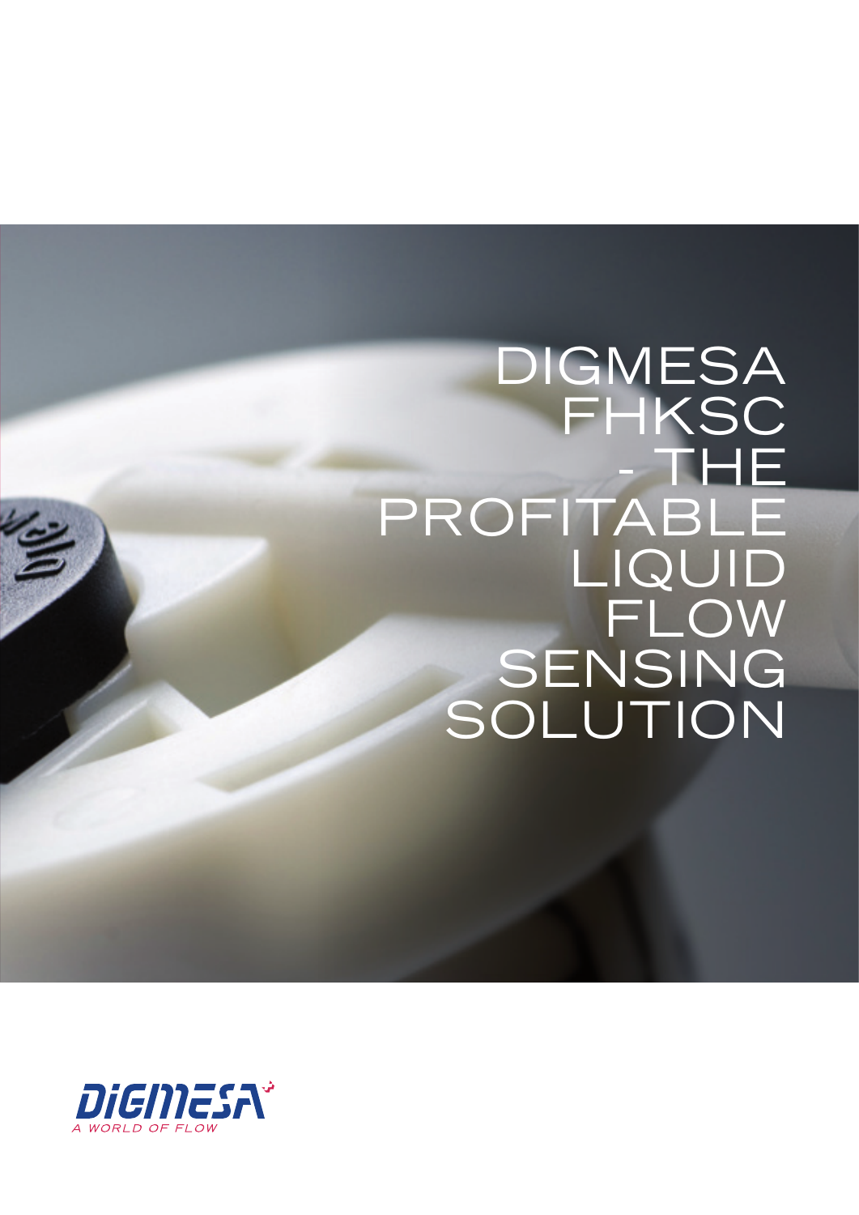# DIGMESA FHKSC - THE PROFITABLE LIQUID FLOW SENSING SOLUTION

DIGMESA

A WORLD OF FLOW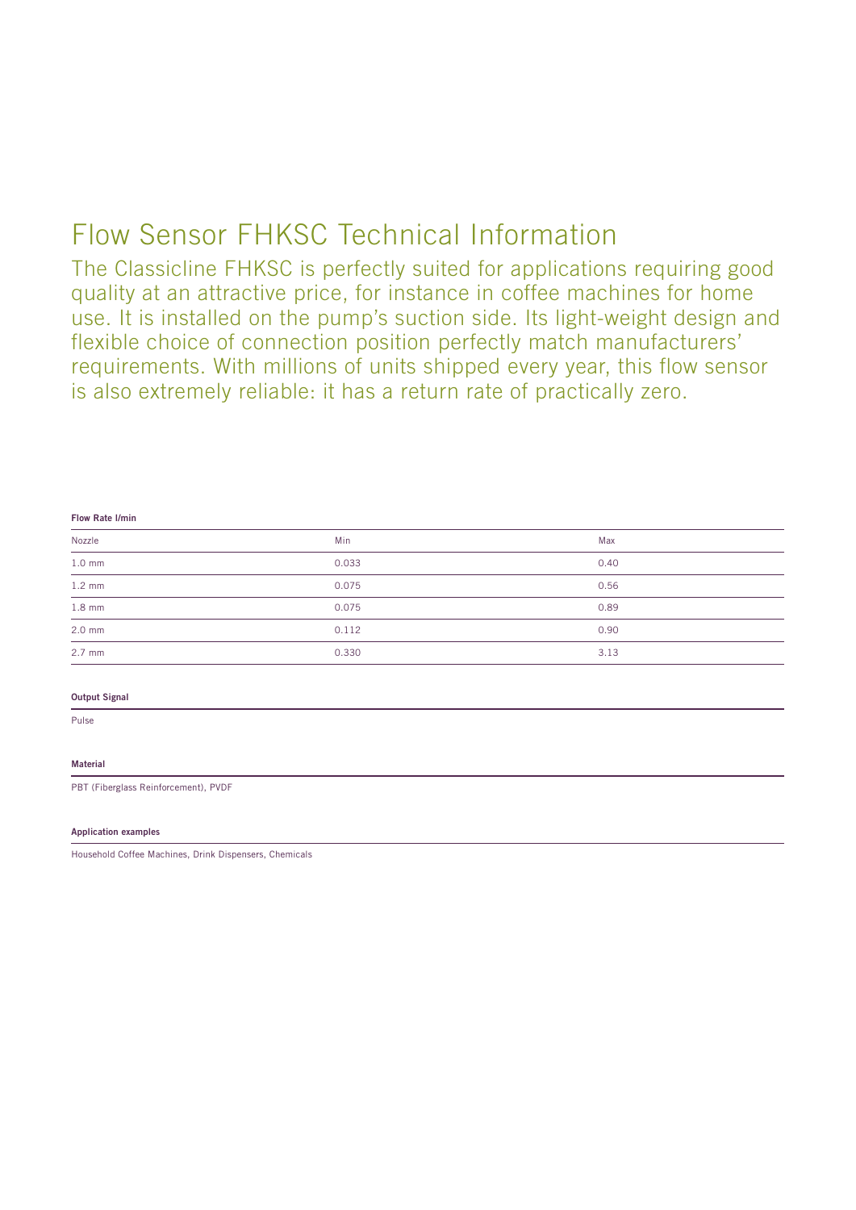# Flow Sensor FHKSC Technical Information

The Classicline FHKSC is perfectly suited for applications requiring good quality at an attractive price, for instance in coffee machines for home use. It is installed on the pump's suction side. Its light-weight design and flexible choice of connection position perfectly match manufacturers' requirements. With millions of units shipped every year, this flow sensor is also extremely reliable: it has a return rate of practically zero.

**Flow Rate l/min**

| Nozzle | Min | Max |
|---|---|---|
| 1.0 mm | 0.033 | 0.40 |
| 1.2 mm | 0.075 | 0.56 |
| 1.8 mm | 0.075 | 0.89 |
| 2.0 mm | 0.112 | 0.90 |
| 2.7 mm | 0.330 | 3.13 |

**Output Signal**

Pulse

**Material**

PBT (Fiberglass Reinforcement), PVDF

**Application examples**

Household Coffee Machines, Drink Dispensers, Chemicals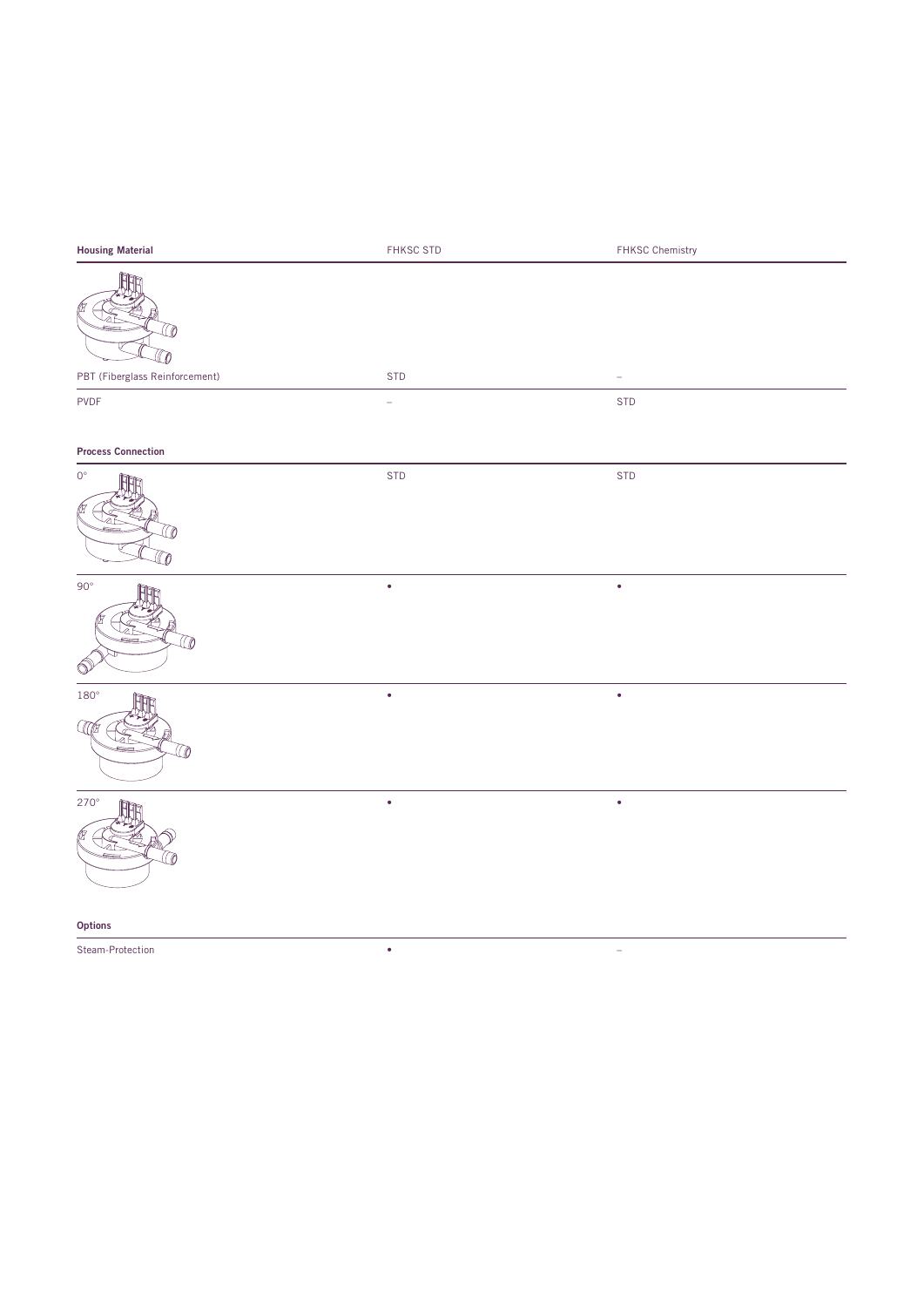| Housing Material | FHKSC STD | FHKSC Chemistry |
|---|---|---|
| PBT (Fiberglass Reinforcement) | STD | – |
| PVDF | – | STD |

| Process Connection | | |
|---|---|---|
| 0° | STD | STD |
| 90° | • | • |
| 180° | • | • |
| 270° | • | • |

| Options | | |
|---|---|---|
| Steam-Protection | • | – |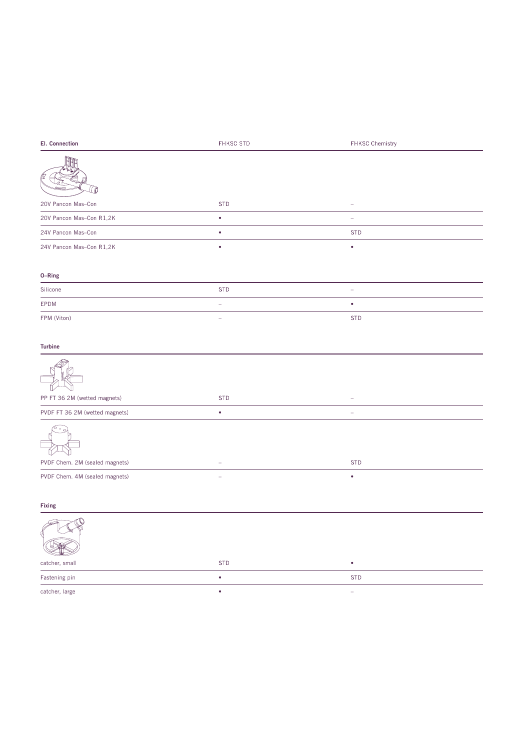| El. Connection | FHKSC STD | FHKSC Chemistry |
|---|---|---|
| 20V Pancon Mas–Con | STD | – |
| 20V Pancon Mas–Con R1,2K | • | – |
| 24V Pancon Mas–Con | • | STD |
| 24V Pancon Mas–Con R1,2K | • | • |

| O–Ring | | |
|---|---|---|
| Silicone | STD | – |
| EPDM | – | • |
| FPM (Viton) | – | STD |

| Turbine | | |
|---|---|---|
| PP FT 36 2M (wetted magnets) | STD | – |
| PVDF FT 36 2M (wetted magnets) | • | – |
| PVDF Chem. 2M (sealed magnets) | – | STD |
| PVDF Chem. 4M (sealed magnets) | – | • |

| Fixing | | |
|---|---|---|
| catcher, small | STD | • |
| Fastening pin | • | STD |
| catcher, large | • | – |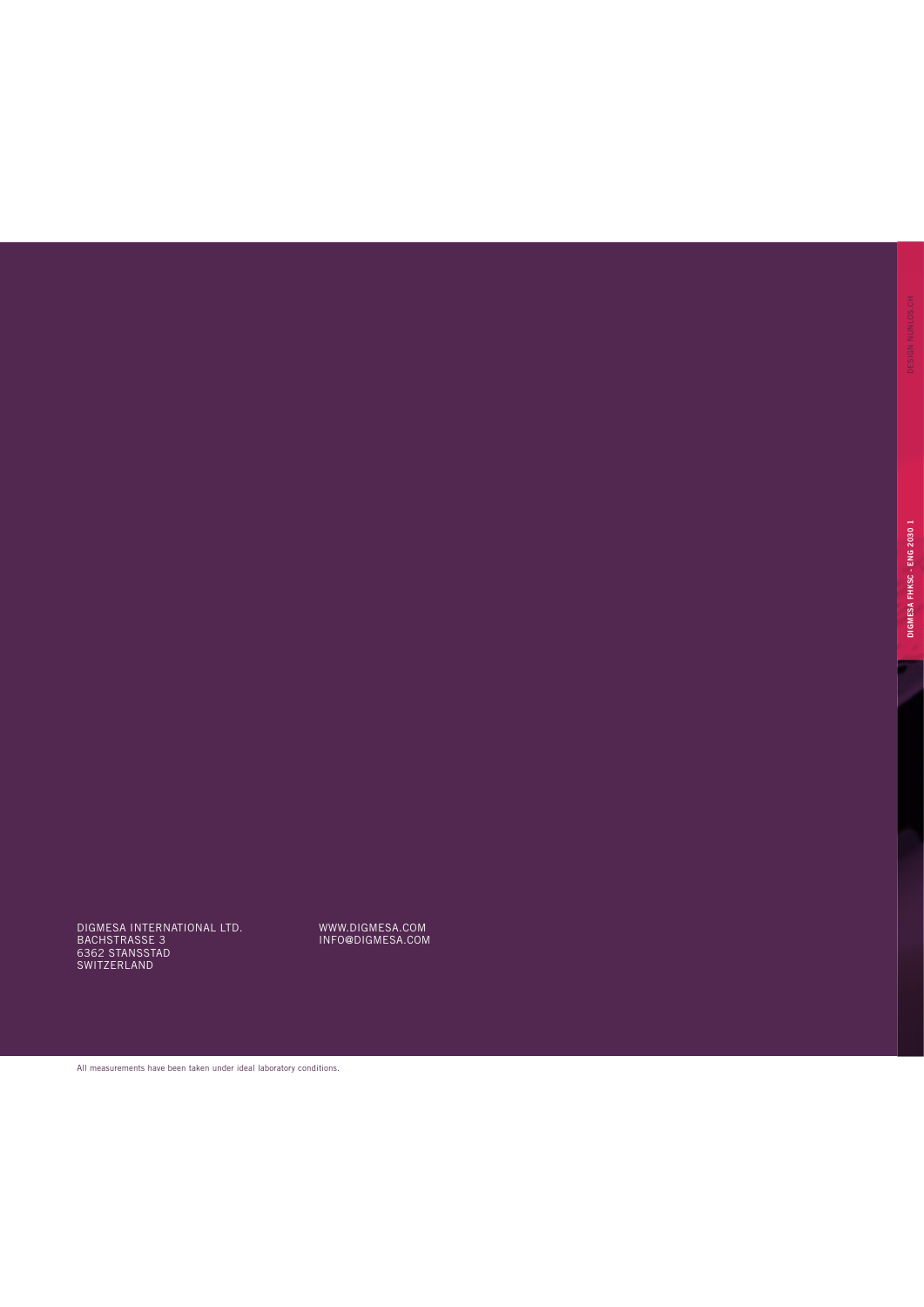DIGMESA INTERNATIONAL LTD.
BACHSTRASSE 3
6362 STANSSTAD
SWITZERLAND

WWW.DIGMESA.COM
INFO@DIGMESA.COM

All measurements have been taken under ideal laboratory conditions.

DIGMESA FHKSC - ENG 2030 1

DESIGN NUNLOS.CH